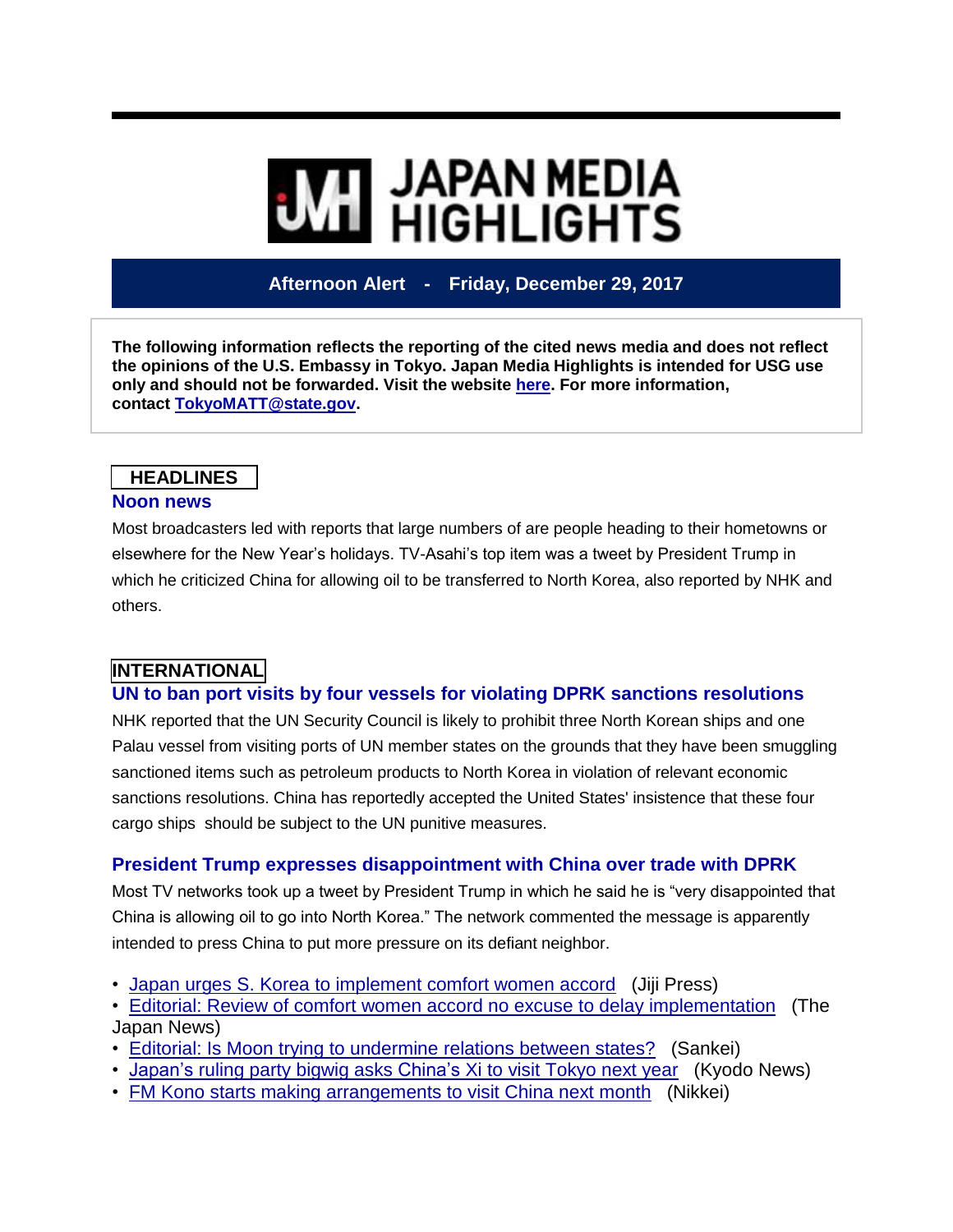# JAPAN MEDIA HIGHLIGHTS

**Afternoon Alert - Friday, December 29, 2017**

**The following information reflects the reporting of the cited news media and does not reflect the opinions of the U.S. Embassy in Tokyo. Japan Media Highlights is intended for USG use only and should not be forwarded. Visit the website here. For more information, contact TokyoMATT@state.gov.**

## HEADLINES

### Noon news

Most broadcasters led with reports that large numbers of are people heading to their hometowns or elsewhere for the New Year's holidays. TV-Asahi's top item was a tweet by President Trump in which he criticized China for allowing oil to be transferred to North Korea, also reported by NHK and others.

## INTERNATIONAL

### UN to ban port visits by four vessels for violating DPRK sanctions resolutions

NHK reported that the UN Security Council is likely to prohibit three North Korean ships and one Palau vessel from visiting ports of UN member states on the grounds that they have been smuggling sanctioned items such as petroleum products to North Korea in violation of relevant economic sanctions resolutions. China has reportedly accepted the United States' insistence that these four cargo ships should be subject to the UN punitive measures.

### President Trump expresses disappointment with China over trade with DPRK

Most TV networks took up a tweet by President Trump in which he said he is "very disappointed that China is allowing oil to go into North Korea." The network commented the message is apparently intended to press China to put more pressure on its defiant neighbor.

- Japan urges S. Korea to implement comfort women accord (Jiji Press)
- Editorial: Review of comfort women accord no excuse to delay implementation (The Japan News)
- Editorial: Is Moon trying to undermine relations between states? (Sankei)
- Japan's ruling party bigwig asks China's Xi to visit Tokyo next year (Kyodo News)
- FM Kono starts making arrangements to visit China next month (Nikkei)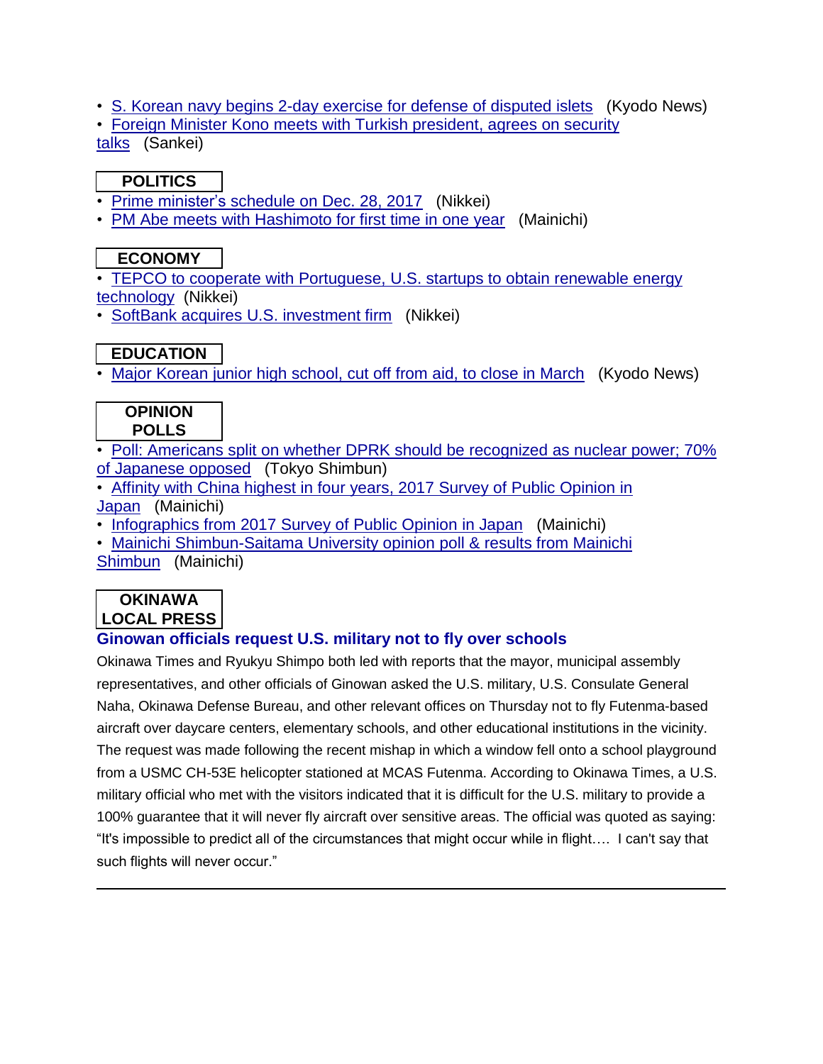- S. Korean navy begins 2-day exercise for defense of disputed islets (Kyodo News)
- Foreign Minister Kono meets with Turkish president, agrees on security talks (Sankei)

## POLITICS

- Prime minister's schedule on Dec. 28, 2017 (Nikkei)
- PM Abe meets with Hashimoto for first time in one year (Mainichi)

## ECONOMY

- TEPCO to cooperate with Portuguese, U.S. startups to obtain renewable energy technology (Nikkei)
- SoftBank acquires U.S. investment firm (Nikkei)

## EDUCATION

- Major Korean junior high school, cut off from aid, to close in March (Kyodo News)

## OPINION POLLS

- Poll: Americans split on whether DPRK should be recognized as nuclear power; 70% of Japanese opposed (Tokyo Shimbun)
- Affinity with China highest in four years, 2017 Survey of Public Opinion in Japan (Mainichi)
- Infographics from 2017 Survey of Public Opinion in Japan (Mainichi)
- Mainichi Shimbun-Saitama University opinion poll & results from Mainichi Shimbun (Mainichi)

## OKINAWA LOCAL PRESS

### Ginowan officials request U.S. military not to fly over schools

Okinawa Times and Ryukyu Shimpo both led with reports that the mayor, municipal assembly representatives, and other officials of Ginowan asked the U.S. military, U.S. Consulate General Naha, Okinawa Defense Bureau, and other relevant offices on Thursday not to fly Futenma-based aircraft over daycare centers, elementary schools, and other educational institutions in the vicinity. The request was made following the recent mishap in which a window fell onto a school playground from a USMC CH-53E helicopter stationed at MCAS Futenma. According to Okinawa Times, a U.S. military official who met with the visitors indicated that it is difficult for the U.S. military to provide a 100% guarantee that it will never fly aircraft over sensitive areas. The official was quoted as saying: "It's impossible to predict all of the circumstances that might occur while in flight…. I can't say that such flights will never occur."

---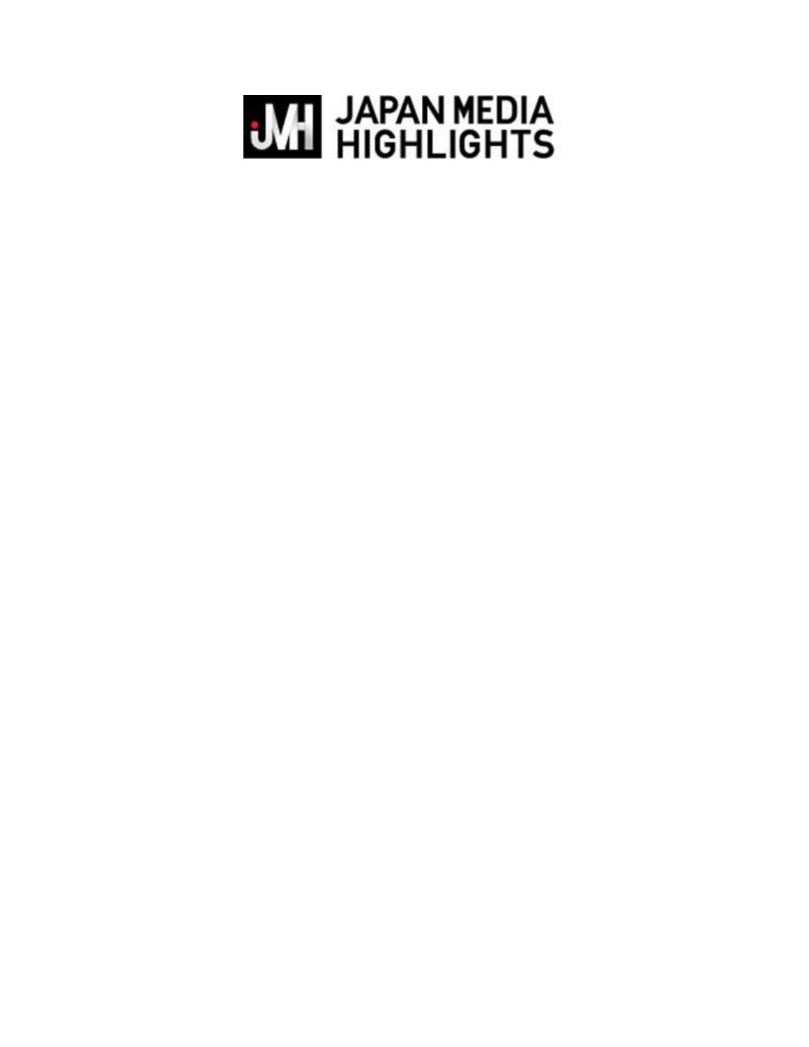JAPAN MEDIA HIGHLIGHTS